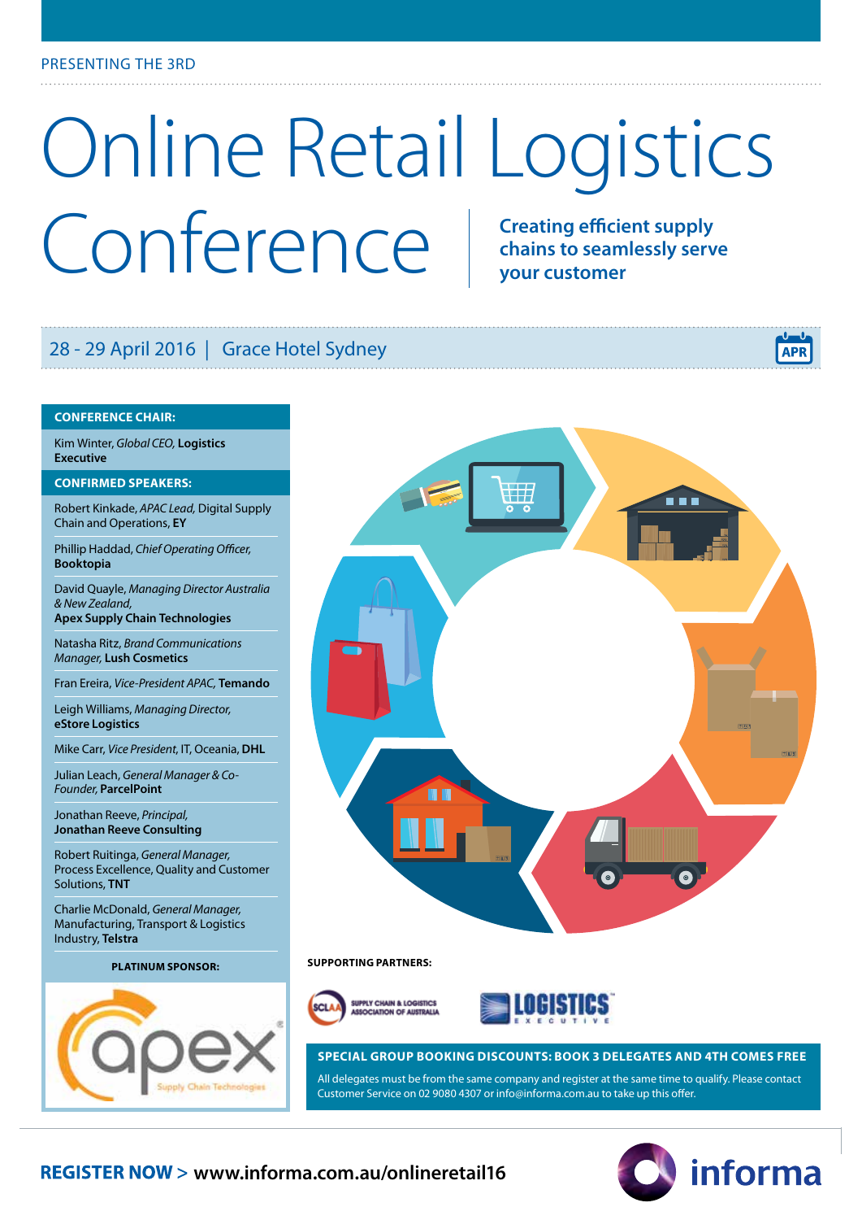PRESENTING THE 3RD

# Online Retail Logistics Conference

**Creating efficient supply chains to seamlessly serve your customer**

28 - 29 April 2016 | Grace Hotel Sydney

APR

## CONFERENCE CHAIR:

Kim Winter, *Global CEO,* **Logistics Executive**

## CONFIRMED SPEAKERS:

Robert Kinkade, *APAC Lead,* Digital Supply Chain and Operations, **EY**

Phillip Haddad, *Chief Operating Officer,* **Booktopia**

David Quayle, *Managing Director Australia & New Zealand,* **Apex Supply Chain Technologies**

Natasha Ritz, *Brand Communications Manager,* **Lush Cosmetics**

Fran Ereira, *Vice-President APAC,* **Temando**

Leigh Williams, *Managing Director,* **eStore Logistics**

Mike Carr, *Vice President,* IT, Oceania, **DHL**

Julian Leach, *General Manager & Co-Founder,* **ParcelPoint**

Jonathan Reeve, *Principal,* **Jonathan Reeve Consulting**

Robert Ruitinga, *General Manager,* Process Excellence, Quality and Customer Solutions, **TNT**

Charlie McDonald, *General Manager,* Manufacturing, Transport & Logistics Industry, **Telstra**

**PLATINUM SPONSOR:**

apex Supply Chain Technologies

**SUPPORTING PARTNERS:**

SCLAA Supply Chain & Logistics Association of Australia

Logistics Executive

**SPECIAL GROUP BOOKING DISCOUNTS: BOOK 3 DELEGATES AND 4TH COMES FREE**

All delegates must be from the same company and register at the same time to qualify. Please contact Customer Service on 02 9080 4307 or info@informa.com.au to take up this offer.

**REGISTER NOW > www.informa.com.au/onlineretail16**

informa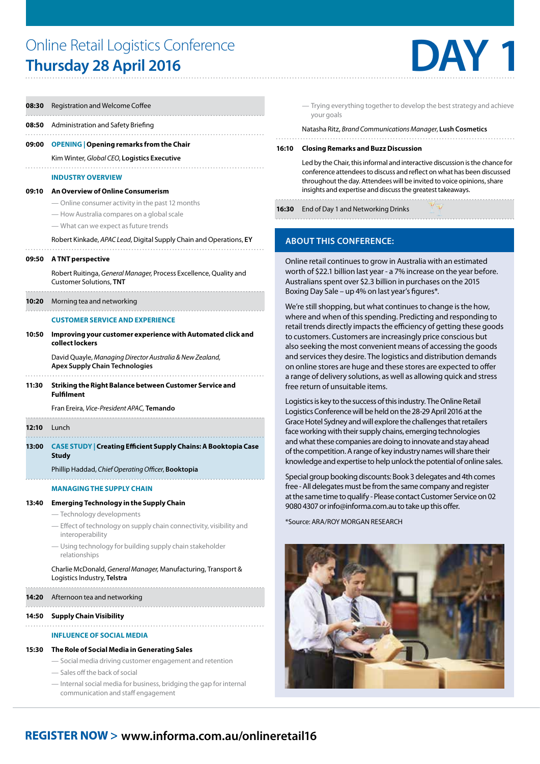# Online Retail Logistics Conference

## Thursday 28 April 2016

# DAY 1

**08:30** Registration and Welcome Coffee

**08:50** Administration and Safety Briefing

**09:00** **OPENING | Opening remarks from the Chair**

Kim Winter, *Global CEO*, **Logistics Executive**

### INDUSTRY OVERVIEW

**09:10** **An Overview of Online Consumerism**

- Online consumer activity in the past 12 months
- How Australia compares on a global scale
- What can we expect as future trends

Robert Kinkade, *APAC Lead*, Digital Supply Chain and Operations, **EY**

**09:50** **A TNT perspective**

Robert Ruitinga, *General Manager,* Process Excellence, Quality and Customer Solutions, **TNT**

**10:20** Morning tea and networking

### CUSTOMER SERVICE AND EXPERIENCE

**10:50** **Improving your customer experience with Automated click and collect lockers**

David Quayle, *Managing Director Australia & New Zealand,* **Apex Supply Chain Technologies**

**11:30** **Striking the Right Balance between Customer Service and Fulfilment**

Fran Ereira, *Vice-President APAC,* **Temando**

**12:10** Lunch

**13:00** **CASE STUDY | Creating Efficient Supply Chains: A Booktopia Case Study**

Phillip Haddad, *Chief Operating Officer*, **Booktopia**

### MANAGING THE SUPPLY CHAIN

**13:40** **Emerging Technology in the Supply Chain**

- Technology developments
- Effect of technology on supply chain connectivity, visibility and interoperability
- Using technology for building supply chain stakeholder relationships

Charlie McDonald, *General Manager,* Manufacturing, Transport & Logistics Industry, **Telstra**

**14:20** Afternoon tea and networking

**14:50** **Supply Chain Visibility**

### INFLUENCE OF SOCIAL MEDIA

**15:30** **The Role of Social Media in Generating Sales**

- Social media driving customer engagement and retention
- Sales off the back of social
- Internal social media for business, bridging the gap for internal communication and staff engagement
- Trying everything together to develop the best strategy and achieve your goals

Natasha Ritz, *Brand Communications Manager,* **Lush Cosmetics**

**16:10** **Closing Remarks and Buzz Discussion**

Led by the Chair, this informal and interactive discussion is the chance for conference attendees to discuss and reflect on what has been discussed throughout the day. Attendees will be invited to voice opinions, share insights and expertise and discuss the greatest takeaways.

**16:30** End of Day 1 and Networking Drinks

## ABOUT THIS CONFERENCE:

Online retail continues to grow in Australia with an estimated worth of $22.1 billion last year - a 7% increase on the year before. Australians spent over $2.3 billion in purchases on the 2015 Boxing Day Sale – up 4% on last year's figures*.

We're still shopping, but what continues to change is the how, where and when of this spending. Predicting and responding to retail trends directly impacts the efficiency of getting these goods to customers. Customers are increasingly price conscious but also seeking the most convenient means of accessing the goods and services they desire. The logistics and distribution demands on online stores are huge and these stores are expected to offer a range of delivery solutions, as well as allowing quick and stress free return of unsuitable items.

Logistics is key to the success of this industry. The Online Retail Logistics Conference will be held on the 28-29 April 2016 at the Grace Hotel Sydney and will explore the challenges that retailers face working with their supply chains, emerging technologies and what these companies are doing to innovate and stay ahead of the competition. A range of key industry names will share their knowledge and expertise to help unlock the potential of online sales.

Special group booking discounts: Book 3 delegates and 4th comes free - All delegates must be from the same company and register at the same time to qualify - Please contact Customer Service on 02 9080 4307 or info@informa.com.au to take up this offer.

*Source: ARA/ROY MORGAN RESEARCH

**REGISTER NOW > www.informa.com.au/onlineretail16**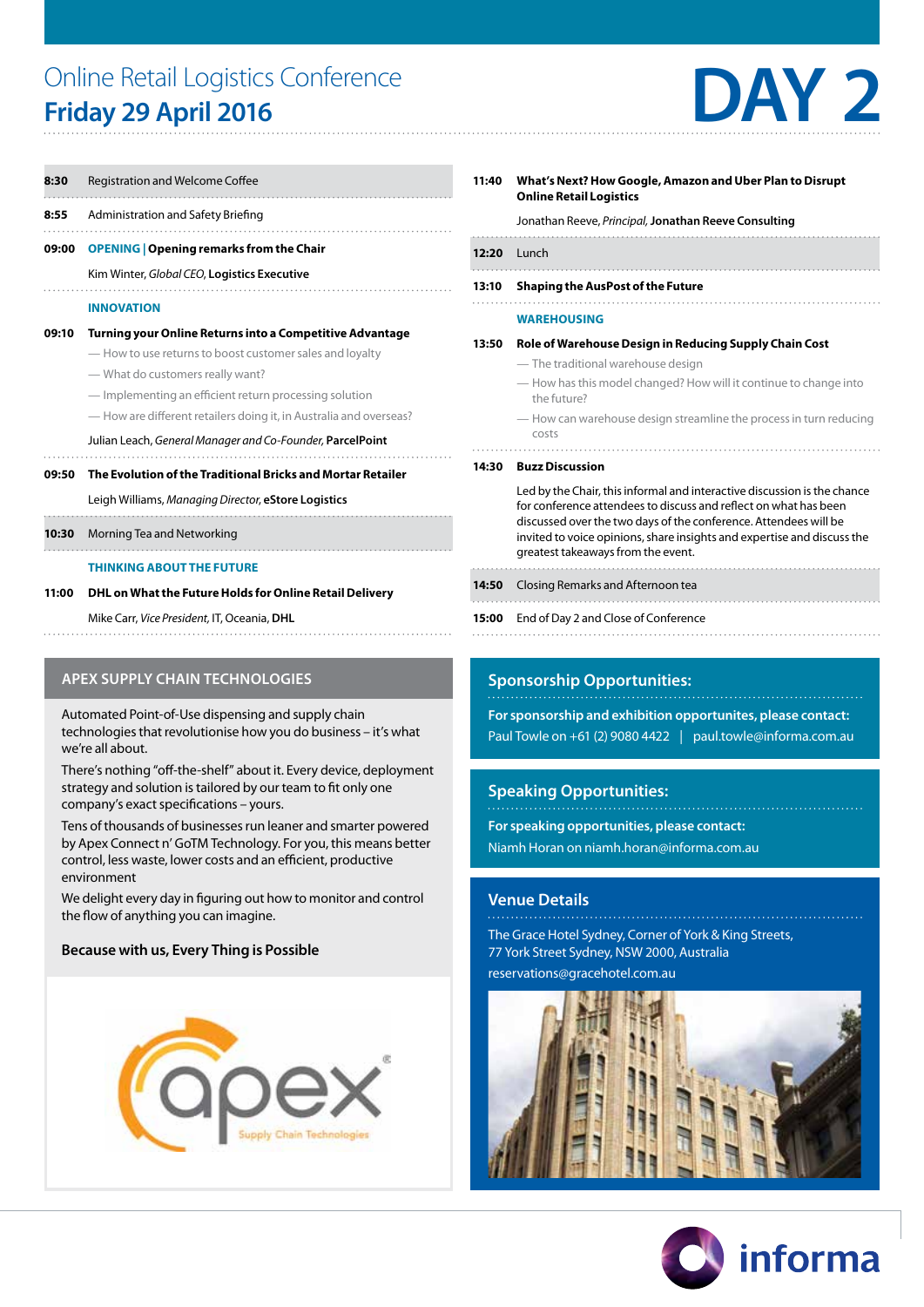# Online Retail Logistics Conference

## Friday 29 April 2016

# DAY 2

**8:30** Registration and Welcome Coffee

**8:55** Administration and Safety Briefing

**09:00** **OPENING** | **Opening remarks from the Chair**

Kim Winter, *Global CEO,* **Logistics Executive**

### INNOVATION

**09:10** **Turning your Online Returns into a Competitive Advantage**

- How to use returns to boost customer sales and loyalty
- What do customers really want?
- Implementing an efficient return processing solution
- How are different retailers doing it, in Australia and overseas?

Julian Leach, *General Manager and Co-Founder,* **ParcelPoint**

**09:50** **The Evolution of the Traditional Bricks and Mortar Retailer**

Leigh Williams, *Managing Director,* **eStore Logistics**

**10:30** Morning Tea and Networking

### THINKING ABOUT THE FUTURE

**11:00** **DHL on What the Future Holds for Online Retail Delivery**

Mike Carr, *Vice President,* IT, Oceania, **DHL**

**11:40** **What's Next? How Google, Amazon and Uber Plan to Disrupt Online Retail Logistics**

Jonathan Reeve, *Principal,* **Jonathan Reeve Consulting**

**12:20** Lunch

**13:10** **Shaping the AusPost of the Future**

### WAREHOUSING

**13:50** **Role of Warehouse Design in Reducing Supply Chain Cost**

- The traditional warehouse design
- How has this model changed? How will it continue to change into the future?
- How can warehouse design streamline the process in turn reducing costs

**14:30** **Buzz Discussion**

Led by the Chair, this informal and interactive discussion is the chance for conference attendees to discuss and reflect on what has been discussed over the two days of the conference. Attendees will be invited to voice opinions, share insights and expertise and discuss the greatest takeaways from the event.

**14:50** Closing Remarks and Afternoon tea

**15:00** End of Day 2 and Close of Conference

## APEX SUPPLY CHAIN TECHNOLOGIES

Automated Point-of-Use dispensing and supply chain technologies that revolutionise how you do business – it's what we're all about.

There's nothing "off-the-shelf" about it. Every device, deployment strategy and solution is tailored by our team to fit only one company's exact specifications – yours.

Tens of thousands of businesses run leaner and smarter powered by Apex Connect n' GoTM Technology. For you, this means better control, less waste, lower costs and an efficient, productive environment

We delight every day in figuring out how to monitor and control the flow of anything you can imagine.

**Because with us, Every Thing is Possible**

apex® Supply Chain Technologies

## Sponsorship Opportunities:

**For sponsorship and exhibition opportunities, please contact:**

Paul Towle on +61 (2) 9080 4422 | paul.towle@informa.com.au

## Speaking Opportunities:

**For speaking opportunities, please contact:**

Niamh Horan on niamh.horan@informa.com.au

## Venue Details

The Grace Hotel Sydney, Corner of York & King Streets,
77 York Street Sydney, NSW 2000, Australia
reservations@gracehotel.com.au

informa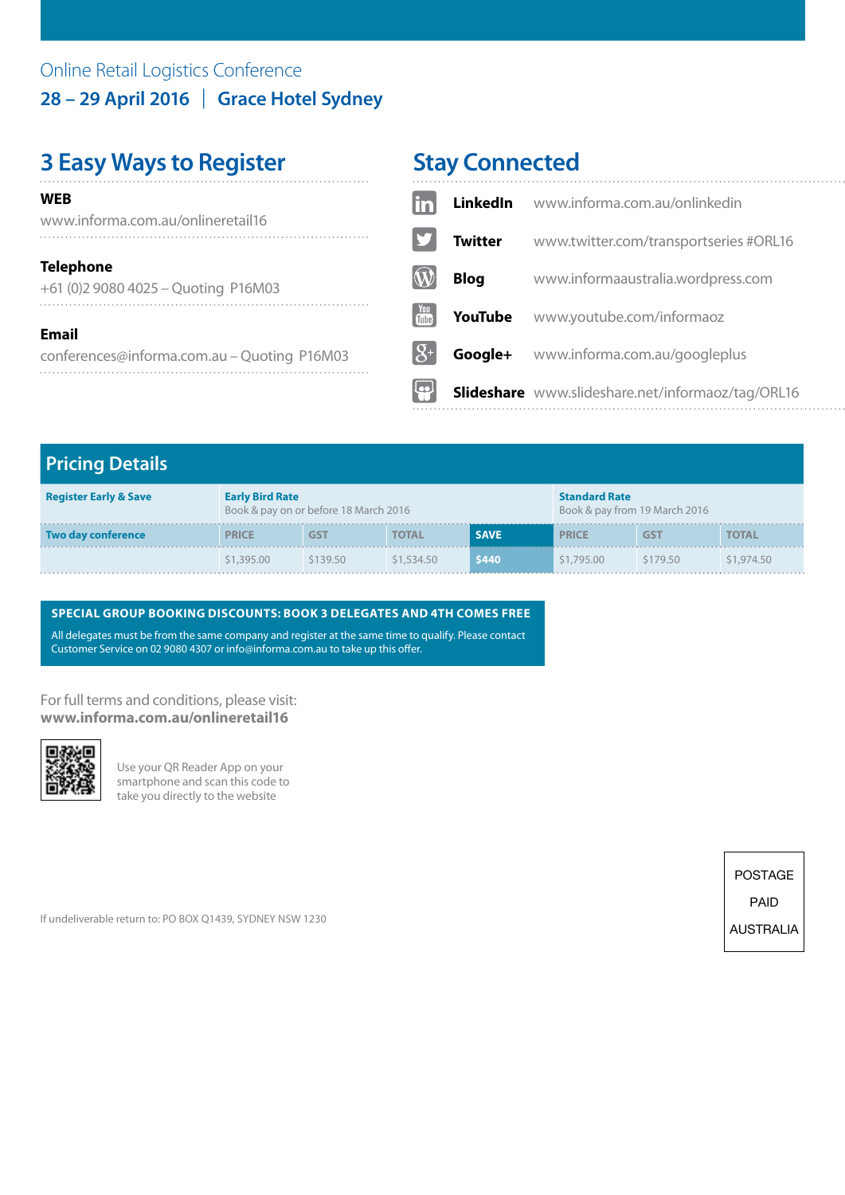Online Retail Logistics Conference

**28 – 29 April 2016 | Grace Hotel Sydney**

## 3 Easy Ways to Register

**WEB**

www.informa.com.au/onlineretail16

**Telephone**

+61 (0)2 9080 4025 – Quoting P16M03

**Email**

conferences@informa.com.au – Quoting P16M03

## Stay Connected

**LinkedIn** www.informa.com.au/onlinkedin

**Twitter** www.twitter.com/transportseries #ORL16

**Blog** www.informaaustralia.wordpress.com

**YouTube** www.youtube.com/informaoz

**Google+** www.informa.com.au/googleplus

**Slideshare** www.slideshare.net/informaoz/tag/ORL16

## Pricing Details

| Register Early & Save | Early Bird Rate<br>Book & pay on or before 18 March 2016 | | | | Standard Rate<br>Book & pay from 19 March 2016 | | |
|---|---|---|---|---|---|---|---|
| **Two day conference** | PRICE | GST | TOTAL | SAVE | PRICE | GST | TOTAL |
| | $1,395.00 | $139.50 | $1,534.50 | $440 | $1,795.00 | $179.50 | $1,974.50 |

**SPECIAL GROUP BOOKING DISCOUNTS: BOOK 3 DELEGATES AND 4TH COMES FREE**

All delegates must be from the same company and register at the same time to qualify. Please contact Customer Service on 02 9080 4307 or info@informa.com.au to take up this offer.

For full terms and conditions, please visit:
**www.informa.com.au/onlineretail16**

Use your QR Reader App on your smartphone and scan this code to take you directly to the website

If undeliverable return to: PO BOX Q1439, SYDNEY NSW 1230

POSTAGE
PAID
AUSTRALIA